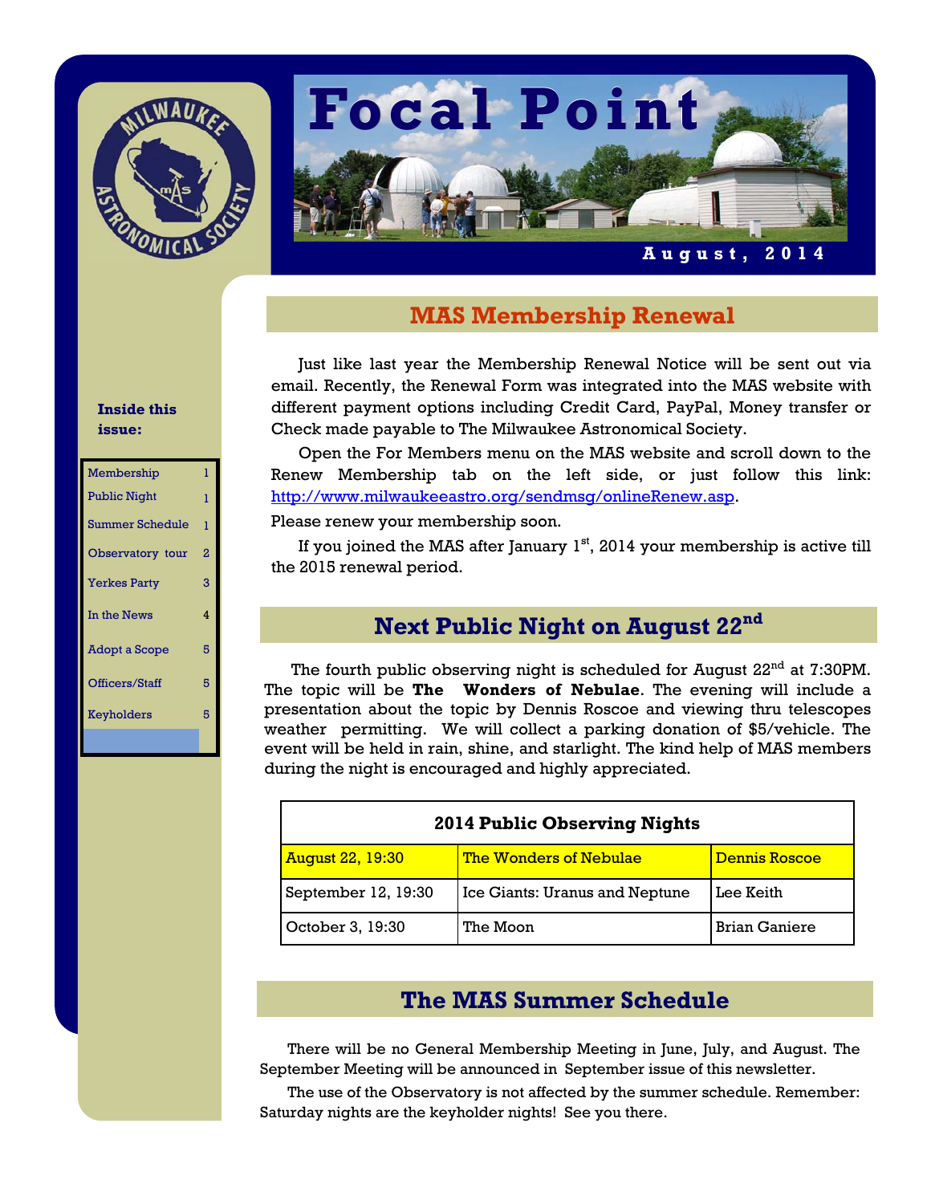# Focal Point

**August, 2014**

**Inside this issue:**

| | |
|---|---|
| Membership | 1 |
| Public Night | 1 |
| Summer Schedule | 1 |
| Observatory tour | 2 |
| Yerkes Party | 3 |
| In the News | 4 |
| Adopt a Scope | 5 |
| Officers/Staff | 5 |
| Keyholders | 5 |

## MAS Membership Renewal

Just like last year the Membership Renewal Notice will be sent out via email. Recently, the Renewal Form was integrated into the MAS website with different payment options including Credit Card, PayPal, Money transfer or Check made payable to The Milwaukee Astronomical Society.

Open the For Members menu on the MAS website and scroll down to the Renew Membership tab on the left side, or just follow this link: http://www.milwaukeeastro.org/sendmsg/onlineRenew.asp.

Please renew your membership soon.

If you joined the MAS after January 1st, 2014 your membership is active till the 2015 renewal period.

## Next Public Night on August 22nd

The fourth public observing night is scheduled for August 22nd at 7:30PM. The topic will be **The Wonders of Nebulae**. The evening will include a presentation about the topic by Dennis Roscoe and viewing thru telescopes weather permitting. We will collect a parking donation of $5/vehicle. The event will be held in rain, shine, and starlight. The kind help of MAS members during the night is encouraged and highly appreciated.

| 2014 Public Observing Nights | | |
|---|---|---|
| August 22, 19:30 | The Wonders of Nebulae | Dennis Roscoe |
| September 12, 19:30 | Ice Giants: Uranus and Neptune | Lee Keith |
| October 3, 19:30 | The Moon | Brian Ganiere |

## The MAS Summer Schedule

There will be no General Membership Meeting in June, July, and August. The September Meeting will be announced in September issue of this newsletter.

The use of the Observatory is not affected by the summer schedule. Remember: Saturday nights are the keyholder nights! See you there.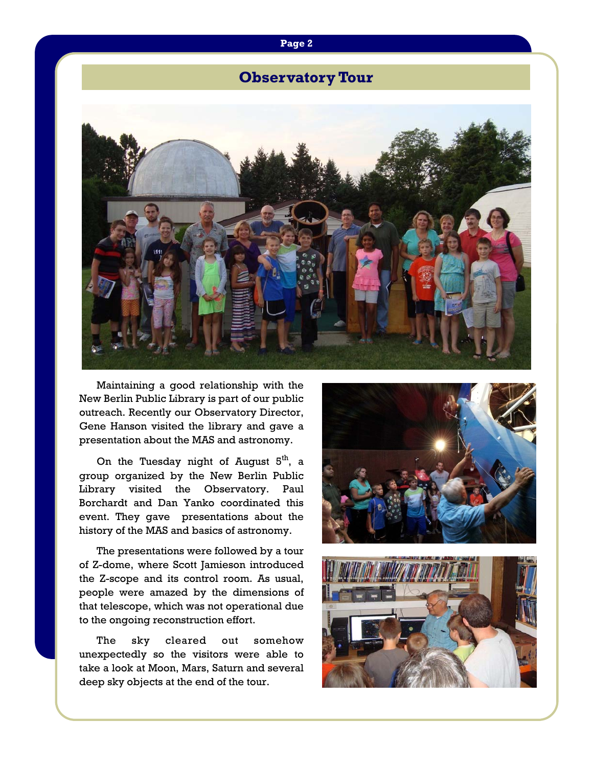## Observatory Tour

Maintaining a good relationship with the New Berlin Public Library is part of our public outreach. Recently our Observatory Director, Gene Hanson visited the library and gave a presentation about the MAS and astronomy.

On the Tuesday night of August 5th, a group organized by the New Berlin Public Library visited the Observatory. Paul Borchardt and Dan Yanko coordinated this event. They gave presentations about the history of the MAS and basics of astronomy.

The presentations were followed by a tour of Z-dome, where Scott Jamieson introduced the Z-scope and its control room. As usual, people were amazed by the dimensions of that telescope, which was not operational due to the ongoing reconstruction effort.

The sky cleared out somehow unexpectedly so the visitors were able to take a look at Moon, Mars, Saturn and several deep sky objects at the end of the tour.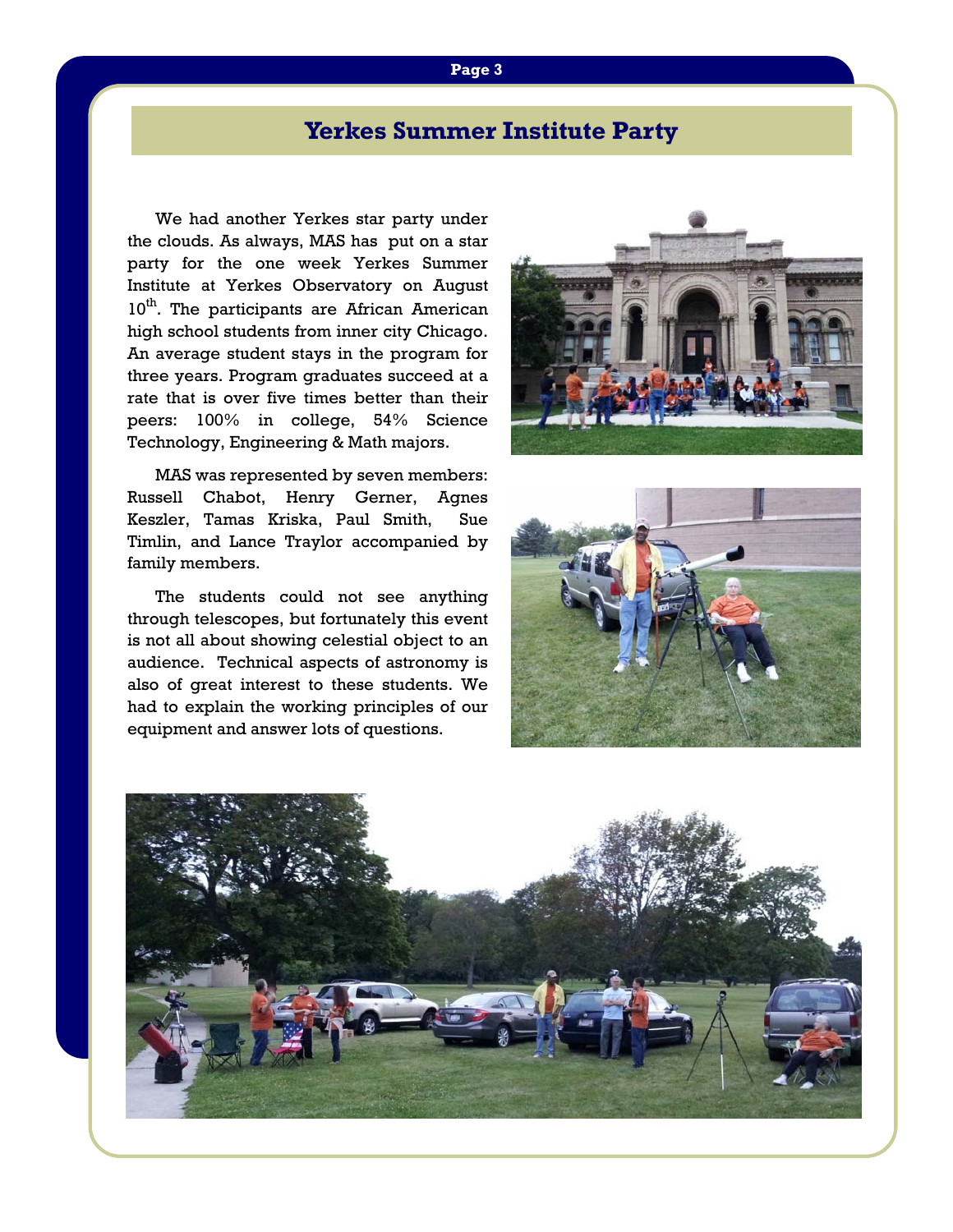# Yerkes Summer Institute Party

We had another Yerkes star party under the clouds. As always, MAS has put on a star party for the one week Yerkes Summer Institute at Yerkes Observatory on August 10th. The participants are African American high school students from inner city Chicago. An average student stays in the program for three years. Program graduates succeed at a rate that is over five times better than their peers: 100% in college, 54% Science Technology, Engineering & Math majors.

MAS was represented by seven members: Russell Chabot, Henry Gerner, Agnes Keszler, Tamas Kriska, Paul Smith, Sue Timlin, and Lance Traylor accompanied by family members.

The students could not see anything through telescopes, but fortunately this event is not all about showing celestial object to an audience. Technical aspects of astronomy is also of great interest to these students. We had to explain the working principles of our equipment and answer lots of questions.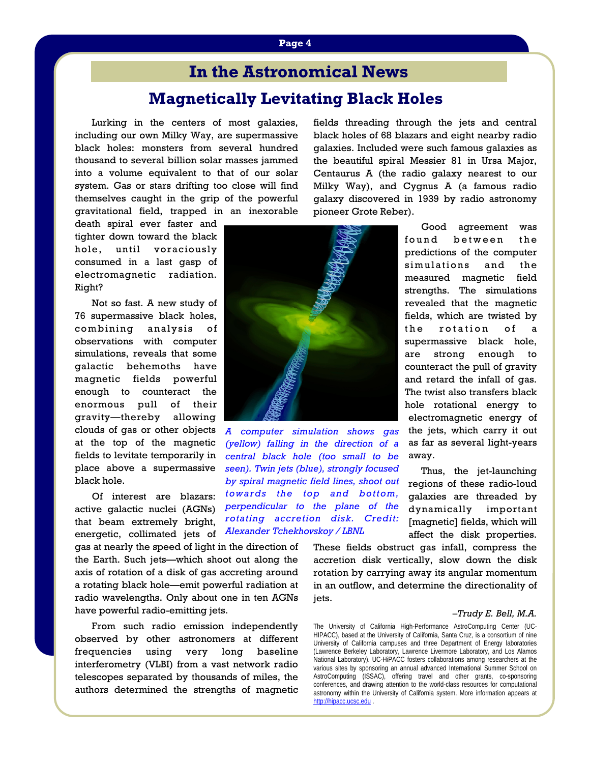# In the Astronomical News

## Magnetically Levitating Black Holes

Lurking in the centers of most galaxies, including our own Milky Way, are supermassive black holes: monsters from several hundred thousand to several billion solar masses jammed into a volume equivalent to that of our solar system. Gas or stars drifting too close will find themselves caught in the grip of the powerful gravitational field, trapped in an inexorable death spiral ever faster and tighter down toward the black hole, until voraciously consumed in a last gasp of electromagnetic radiation. Right?

Not so fast. A new study of 76 supermassive black holes, combining analysis of observations with computer simulations, reveals that some galactic behemoths have magnetic fields powerful enough to counteract the enormous pull of their gravity—thereby allowing clouds of gas or other objects at the top of the magnetic fields to levitate temporarily in place above a supermassive black hole.

Of interest are blazars: active galactic nuclei (AGNs) that beam extremely bright, energetic, collimated jets of gas at nearly the speed of light in the direction of the Earth. Such jets—which shoot out along the axis of rotation of a disk of gas accreting around a rotating black hole—emit powerful radiation at radio wavelengths. Only about one in ten AGNs have powerful radio-emitting jets.

From such radio emission independently observed by other astronomers at different frequencies using very long baseline interferometry (VLBI) from a vast network radio telescopes separated by thousands of miles, the authors determined the strengths of magnetic fields threading through the jets and central black holes of 68 blazars and eight nearby radio galaxies. Included were such famous galaxies as the beautiful spiral Messier 81 in Ursa Major, Centaurus A (the radio galaxy nearest to our Milky Way), and Cygnus A (a famous radio galaxy discovered in 1939 by radio astronomy pioneer Grote Reber).

*A computer simulation shows gas (yellow) falling in the direction of a central black hole (too small to be seen). Twin jets (blue), strongly focused by spiral magnetic field lines, shoot out towards the top and bottom, perpendicular to the plane of the rotating accretion disk. Credit: Alexander Tchekhovskoy / LBNL*

Good agreement was found between the predictions of the computer simulations and the measured magnetic field strengths. The simulations revealed that the magnetic fields, which are twisted by the rotation of a supermassive black hole, are strong enough to counteract the pull of gravity and retard the infall of gas. The twist also transfers black hole rotational energy to electromagnetic energy of the jets, which carry it out as far as several light-years away.

Thus, the jet-launching regions of these radio-loud galaxies are threaded by dynamically important [magnetic] fields, which will affect the disk properties. These fields obstruct gas infall, compress the accretion disk vertically, slow down the disk rotation by carrying away its angular momentum in an outflow, and determine the directionality of jets.

*–Trudy E. Bell, M.A.*

The University of California High-Performance AstroComputing Center (UC-HIPACC), based at the University of California, Santa Cruz, is a consortium of nine University of California campuses and three Department of Energy laboratories (Lawrence Berkeley Laboratory, Lawrence Livermore Laboratory, and Los Alamos National Laboratory). UC-HiPACC fosters collaborations among researchers at the various sites by sponsoring an annual advanced International Summer School on AstroComputing (ISSAC), offering travel and other grants, co-sponsoring conferences, and drawing attention to the world-class resources for computational astronomy within the University of California system. More information appears at http://hipacc.ucsc.edu .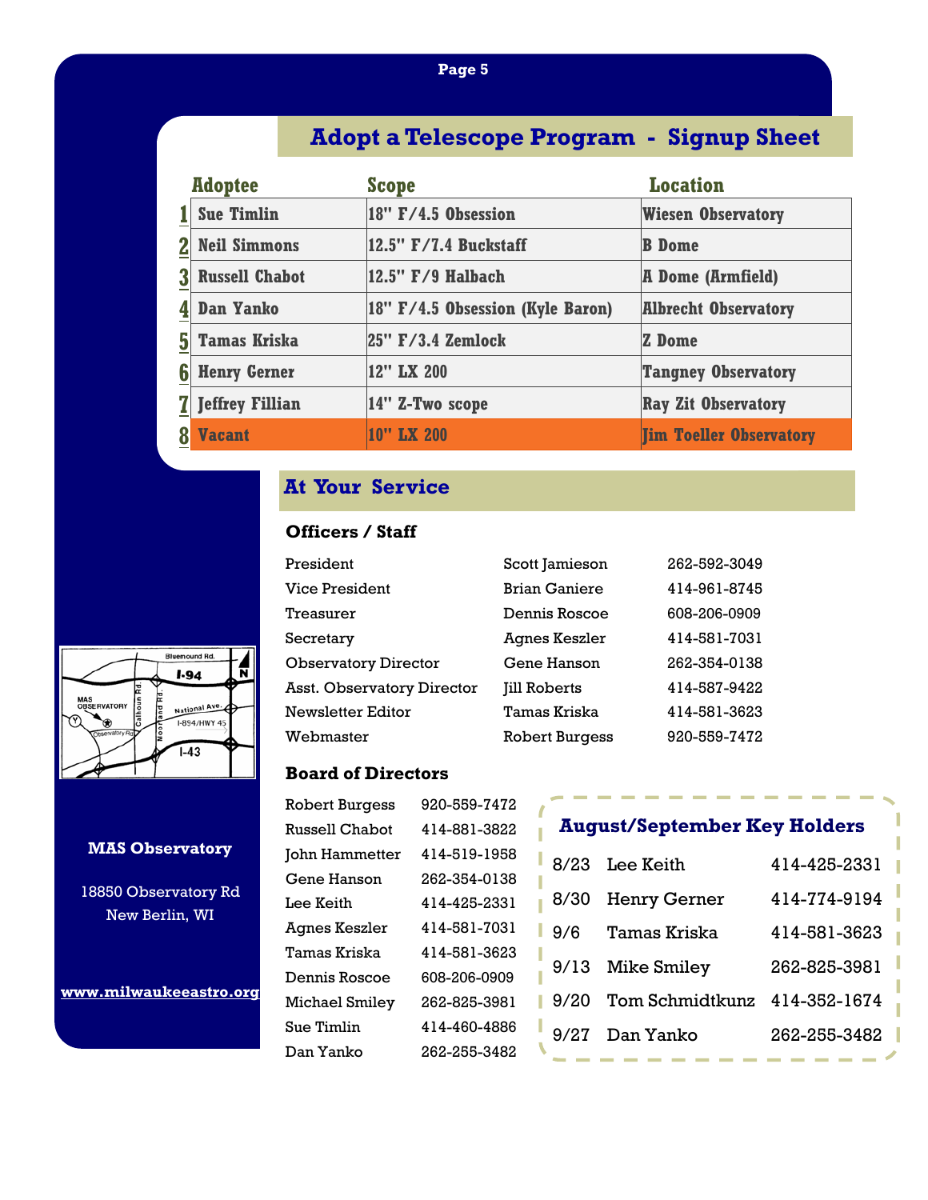## Adopt a Telescope Program - Signup Sheet

| | Adoptee | Scope | Location |
|---|---|---|---|
| 1 | Sue Timlin | 18" F/4.5 Obsession | Wiesen Observatory |
| 2 | Neil Simmons | 12.5" F/7.4 Buckstaff | B Dome |
| 3 | Russell Chabot | 12.5" F/9 Halbach | A Dome (Armfield) |
| 4 | Dan Yanko | 18" F/4.5 Obsession (Kyle Baron) | Albrecht Observatory |
| 5 | Tamas Kriska | 25" F/3.4 Zemlock | Z Dome |
| 6 | Henry Gerner | 12" LX 200 | Tangney Observatory |
| 7 | Jeffrey Fillian | 14" Z-Two scope | Ray Zit Observatory |
| 8 | Vacant | 10" LX 200 | Jim Toeller Observatory |

## At Your Service

### Officers / Staff

| | | |
|---|---|---|
| President | Scott Jamieson | 262-592-3049 |
| Vice President | Brian Ganiere | 414-961-8745 |
| Treasurer | Dennis Roscoe | 608-206-0909 |
| Secretary | Agnes Keszler | 414-581-7031 |
| Observatory Director | Gene Hanson | 262-354-0138 |
| Asst. Observatory Director | Jill Roberts | 414-587-9422 |
| Newsletter Editor | Tamas Kriska | 414-581-3623 |
| Webmaster | Robert Burgess | 920-559-7472 |

### Board of Directors

| | |
|---|---|
| Robert Burgess | 920-559-7472 |
| Russell Chabot | 414-881-3822 |
| John Hammetter | 414-519-1958 |
| Gene Hanson | 262-354-0138 |
| Lee Keith | 414-425-2331 |
| Agnes Keszler | 414-581-7031 |
| Tamas Kriska | 414-581-3623 |
| Dennis Roscoe | 608-206-0909 |
| Michael Smiley | 262-825-3981 |
| Sue Timlin | 414-460-4886 |
| Dan Yanko | 262-255-3482 |

### August/September Key Holders

| | | |
|---|---|---|
| 8/23 | Lee Keith | 414-425-2331 |
| 8/30 | Henry Gerner | 414-774-9194 |
| 9/6 | Tamas Kriska | 414-581-3623 |
| 9/13 | Mike Smiley | 262-825-3981 |
| 9/20 | Tom Schmidtkunz | 414-352-1674 |
| 9/27 | Dan Yanko | 262-255-3482 |

Bluemound Rd.
I-94
N
MAS OBSERVATORY
Calhoun Rd.
Moorland Rd.
National Ave.
I-894/HWY 45
Y
Observatory Rd
I-43

**MAS Observatory**

18850 Observatory Rd
New Berlin, WI

**www.milwaukeeastro.org**